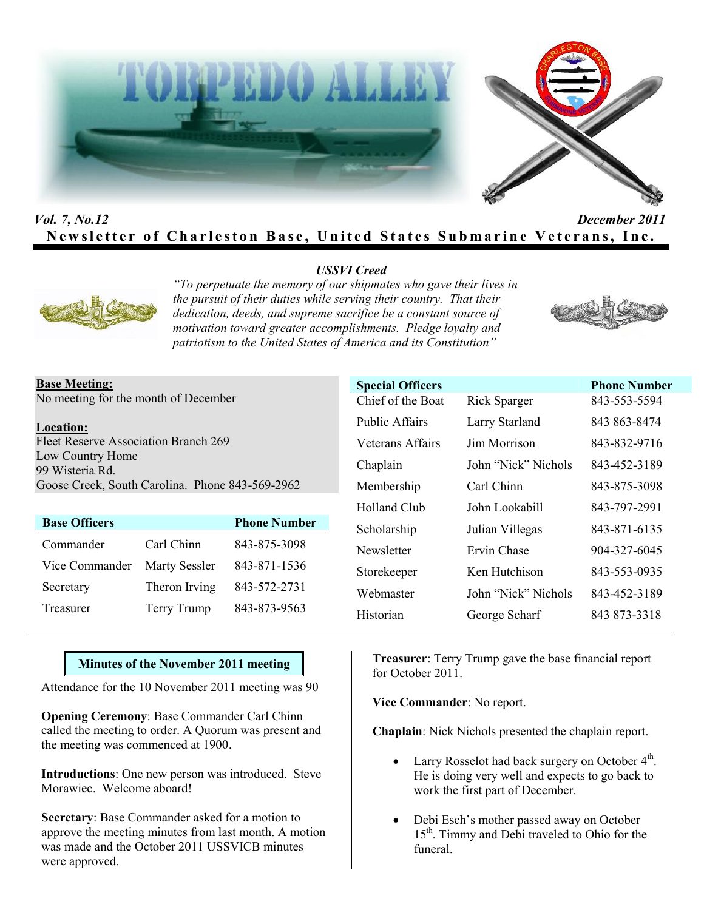# TORPEDO ALLEY

*Vol. 7, No.12* *December 2011*

**Newsletter of Charleston Base, United States Submarine Veterans, Inc.**

***USSVI Creed***

*"To perpetuate the memory of our shipmates who gave their lives in the pursuit of their duties while serving their country. That their dedication, deeds, and supreme sacrifice be a constant source of motivation toward greater accomplishments. Pledge loyalty and patriotism to the United States of America and its Constitution"*

**Base Meeting:**
No meeting for the month of December

**Location:**
Fleet Reserve Association Branch 269
Low Country Home
99 Wisteria Rd.
Goose Creek, South Carolina. Phone 843-569-2962

| Base Officers | | Phone Number |
|---|---|---|
| Commander | Carl Chinn | 843-875-3098 |
| Vice Commander | Marty Sessler | 843-871-1536 |
| Secretary | Theron Irving | 843-572-2731 |
| Treasurer | Terry Trump | 843-873-9563 |

| Special Officers | | Phone Number |
|---|---|---|
| Chief of the Boat | Rick Sparger | 843-553-5594 |
| Public Affairs | Larry Starland | 843 863-8474 |
| Veterans Affairs | Jim Morrison | 843-832-9716 |
| Chaplain | John "Nick" Nichols | 843-452-3189 |
| Membership | Carl Chinn | 843-875-3098 |
| Holland Club | John Lookabill | 843-797-2991 |
| Scholarship | Julian Villegas | 843-871-6135 |
| Newsletter | Ervin Chase | 904-327-6045 |
| Storekeeper | Ken Hutchison | 843-553-0935 |
| Webmaster | John "Nick" Nichols | 843-452-3189 |
| Historian | George Scharf | 843 873-3318 |

## Minutes of the November 2011 meeting

Attendance for the 10 November 2011 meeting was 90

**Opening Ceremony**: Base Commander Carl Chinn called the meeting to order. A Quorum was present and the meeting was commenced at 1900.

**Introductions**: One new person was introduced. Steve Morawiec. Welcome aboard!

**Secretary**: Base Commander asked for a motion to approve the meeting minutes from last month. A motion was made and the October 2011 USSVICB minutes were approved.

**Treasurer**: Terry Trump gave the base financial report for October 2011.

**Vice Commander**: No report.

**Chaplain**: Nick Nichols presented the chaplain report.

- Larry Rosselot had back surgery on October 4th. He is doing very well and expects to go back to work the first part of December.
- Debi Esch's mother passed away on October 15th. Timmy and Debi traveled to Ohio for the funeral.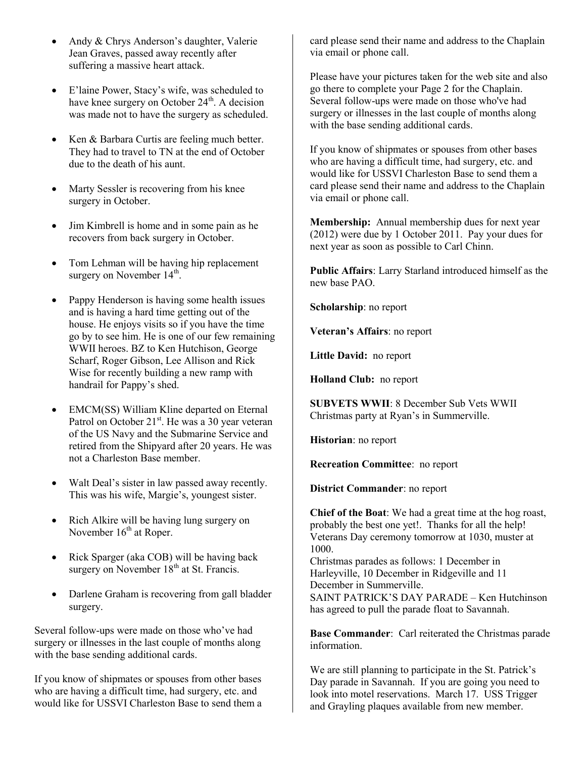- Andy & Chrys Anderson's daughter, Valerie Jean Graves, passed away recently after suffering a massive heart attack.
- E'laine Power, Stacy's wife, was scheduled to have knee surgery on October 24th. A decision was made not to have the surgery as scheduled.
- Ken & Barbara Curtis are feeling much better. They had to travel to TN at the end of October due to the death of his aunt.
- Marty Sessler is recovering from his knee surgery in October.
- Jim Kimbrell is home and in some pain as he recovers from back surgery in October.
- Tom Lehman will be having hip replacement surgery on November 14th.
- Pappy Henderson is having some health issues and is having a hard time getting out of the house. He enjoys visits so if you have the time go by to see him. He is one of our few remaining WWII heroes. BZ to Ken Hutchison, George Scharf, Roger Gibson, Lee Allison and Rick Wise for recently building a new ramp with handrail for Pappy's shed.
- EMCM(SS) William Kline departed on Eternal Patrol on October 21st. He was a 30 year veteran of the US Navy and the Submarine Service and retired from the Shipyard after 20 years. He was not a Charleston Base member.
- Walt Deal's sister in law passed away recently. This was his wife, Margie's, youngest sister.
- Rich Alkire will be having lung surgery on November 16th at Roper.
- Rick Sparger (aka COB) will be having back surgery on November 18th at St. Francis.
- Darlene Graham is recovering from gall bladder surgery.

Several follow-ups were made on those who've had surgery or illnesses in the last couple of months along with the base sending additional cards.

If you know of shipmates or spouses from other bases who are having a difficult time, had surgery, etc. and would like for USSVI Charleston Base to send them a card please send their name and address to the Chaplain via email or phone call.

Please have your pictures taken for the web site and also go there to complete your Page 2 for the Chaplain. Several follow-ups were made on those who've had surgery or illnesses in the last couple of months along with the base sending additional cards.

If you know of shipmates or spouses from other bases who are having a difficult time, had surgery, etc. and would like for USSVI Charleston Base to send them a card please send their name and address to the Chaplain via email or phone call.

**Membership:** Annual membership dues for next year (2012) were due by 1 October 2011. Pay your dues for next year as soon as possible to Carl Chinn.

**Public Affairs**: Larry Starland introduced himself as the new base PAO.

**Scholarship**: no report

**Veteran's Affairs**: no report

**Little David:** no report

**Holland Club:** no report

**SUBVETS WWII**: 8 December Sub Vets WWII Christmas party at Ryan's in Summerville.

**Historian**: no report

**Recreation Committee**: no report

**District Commander**: no report

**Chief of the Boat**: We had a great time at the hog roast, probably the best one yet!. Thanks for all the help!
Veterans Day ceremony tomorrow at 1030, muster at 1000.
Christmas parades as follows: 1 December in Harleyville, 10 December in Ridgeville and 11 December in Summerville.
SAINT PATRICK'S DAY PARADE – Ken Hutchinson has agreed to pull the parade float to Savannah.

**Base Commander**: Carl reiterated the Christmas parade information.

We are still planning to participate in the St. Patrick's Day parade in Savannah. If you are going you need to look into motel reservations. March 17. USS Trigger and Grayling plaques available from new member.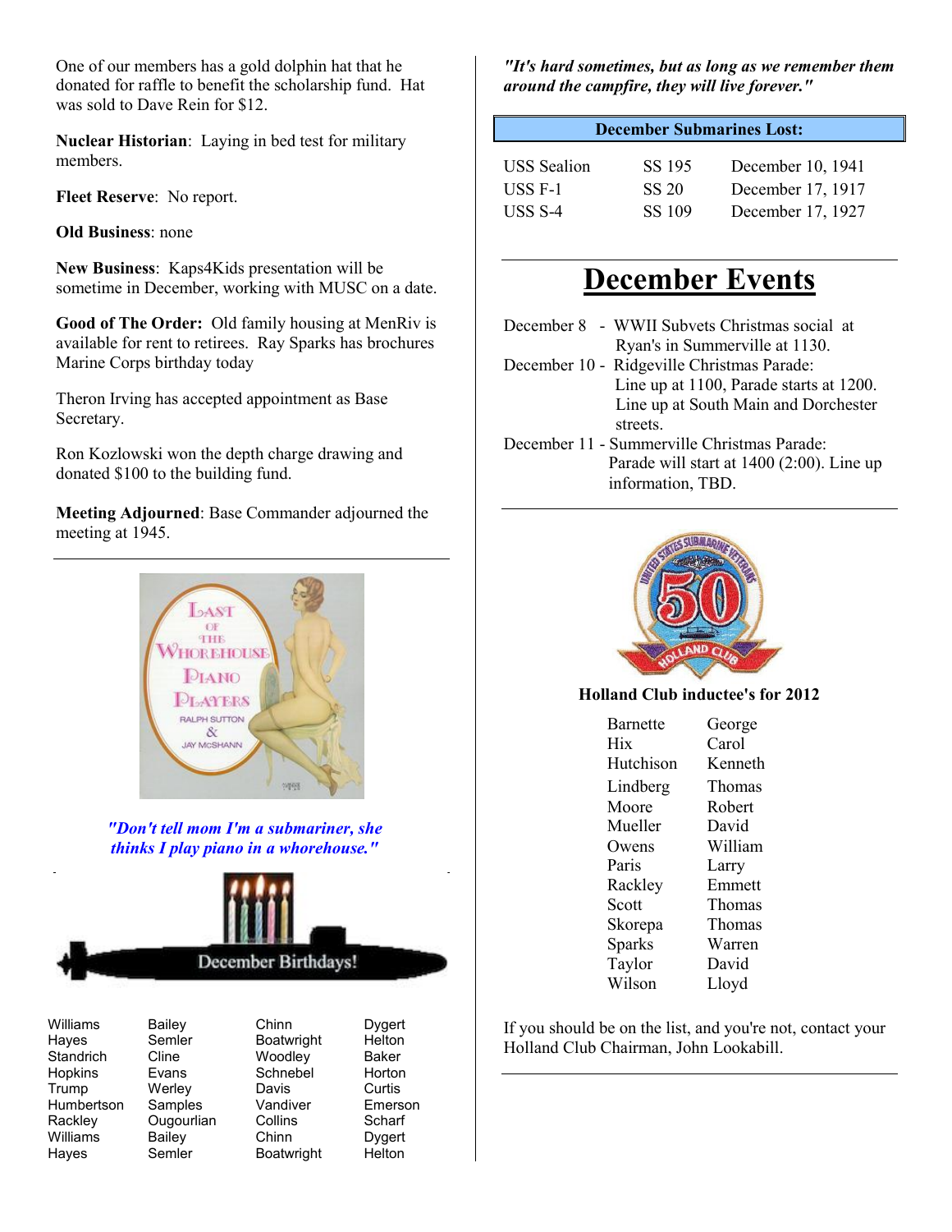One of our members has a gold dolphin hat that he donated for raffle to benefit the scholarship fund. Hat was sold to Dave Rein for $12.

**Nuclear Historian**: Laying in bed test for military members.

**Fleet Reserve**: No report.

**Old Business**: none

**New Business**: Kaps4Kids presentation will be sometime in December, working with MUSC on a date.

**Good of The Order:** Old family housing at MenRiv is available for rent to retirees. Ray Sparks has brochures Marine Corps birthday today

Theron Irving has accepted appointment as Base Secretary.

Ron Kozlowski won the depth charge drawing and donated $100 to the building fund.

**Meeting Adjourned**: Base Commander adjourned the meeting at 1945.

***"Don't tell mom I'm a submariner, she thinks I play piano in a whorehouse."***

December Birthdays!

| | | | |
|---|---|---|---|
| Williams | Bailey | Chinn | Dygert |
| Hayes | Semler | Boatwright | Helton |
| Standrich | Cline | Woodley | Baker |
| Hopkins | Evans | Schnebel | Horton |
| Trump | Werley | Davis | Curtis |
| Humbertson | Samples | Vandiver | Emerson |
| Rackley | Ougourlian | Collins | Scharf |
| Williams | Bailey | Chinn | Dygert |
| Hayes | Semler | Boatwright | Helton |

***"It's hard sometimes, but as long as we remember them around the campfire, they will live forever."***

| December Submarines Lost: | | |
|---|---|---|
| USS Sealion | SS 195 | December 10, 1941 |
| USS F-1 | SS 20 | December 17, 1917 |
| USS S-4 | SS 109 | December 17, 1927 |

# December Events

December 8 - WWII Subvets Christmas social at Ryan's in Summerville at 1130.

December 10 - Ridgeville Christmas Parade: Line up at 1100, Parade starts at 1200. Line up at South Main and Dorchester streets.

December 11 - Summerville Christmas Parade: Parade will start at 1400 (2:00). Line up information, TBD.

**Holland Club inductee's for 2012**

| | |
|---|---|
| Barnette | George |
| Hix | Carol |
| Hutchison | Kenneth |
| Lindberg | Thomas |
| Moore | Robert |
| Mueller | David |
| Owens | William |
| Paris | Larry |
| Rackley | Emmett |
| Scott | Thomas |
| Skorepa | Thomas |
| Sparks | Warren |
| Taylor | David |
| Wilson | Lloyd |

If you should be on the list, and you're not, contact your Holland Club Chairman, John Lookabill.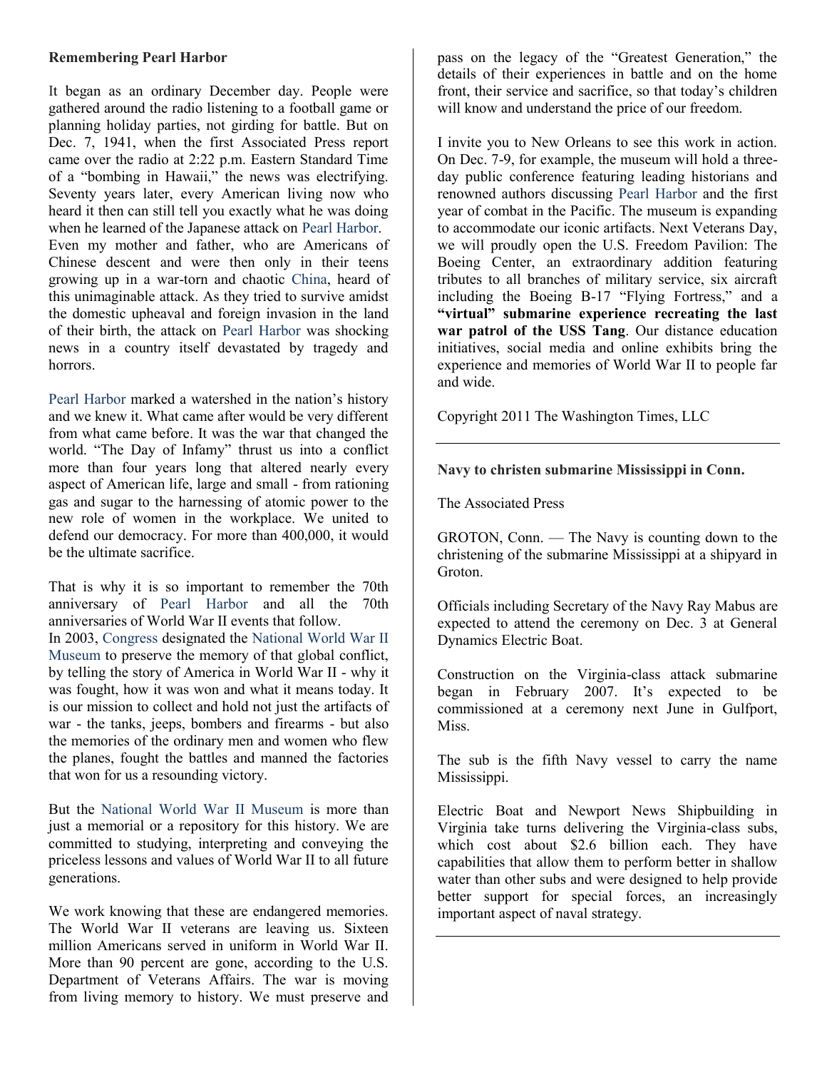**Remembering Pearl Harbor**

It began as an ordinary December day. People were gathered around the radio listening to a football game or planning holiday parties, not girding for battle. But on Dec. 7, 1941, when the first Associated Press report came over the radio at 2:22 p.m. Eastern Standard Time of a "bombing in Hawaii," the news was electrifying. Seventy years later, every American living now who heard it then can still tell you exactly what he was doing when he learned of the Japanese attack on Pearl Harbor. Even my mother and father, who are Americans of Chinese descent and were then only in their teens growing up in a war-torn and chaotic China, heard of this unimaginable attack. As they tried to survive amidst the domestic upheaval and foreign invasion in the land of their birth, the attack on Pearl Harbor was shocking news in a country itself devastated by tragedy and horrors.

Pearl Harbor marked a watershed in the nation's history and we knew it. What came after would be very different from what came before. It was the war that changed the world. "The Day of Infamy" thrust us into a conflict more than four years long that altered nearly every aspect of American life, large and small - from rationing gas and sugar to the harnessing of atomic power to the new role of women in the workplace. We united to defend our democracy. For more than 400,000, it would be the ultimate sacrifice.

That is why it is so important to remember the 70th anniversary of Pearl Harbor and all the 70th anniversaries of World War II events that follow.
In 2003, Congress designated the National World War II Museum to preserve the memory of that global conflict, by telling the story of America in World War II - why it was fought, how it was won and what it means today. It is our mission to collect and hold not just the artifacts of war - the tanks, jeeps, bombers and firearms - but also the memories of the ordinary men and women who flew the planes, fought the battles and manned the factories that won for us a resounding victory.

But the National World War II Museum is more than just a memorial or a repository for this history. We are committed to studying, interpreting and conveying the priceless lessons and values of World War II to all future generations.

We work knowing that these are endangered memories. The World War II veterans are leaving us. Sixteen million Americans served in uniform in World War II. More than 90 percent are gone, according to the U.S. Department of Veterans Affairs. The war is moving from living memory to history. We must preserve and pass on the legacy of the "Greatest Generation," the details of their experiences in battle and on the home front, their service and sacrifice, so that today's children will know and understand the price of our freedom.

I invite you to New Orleans to see this work in action. On Dec. 7-9, for example, the museum will hold a three-day public conference featuring leading historians and renowned authors discussing Pearl Harbor and the first year of combat in the Pacific. The museum is expanding to accommodate our iconic artifacts. Next Veterans Day, we will proudly open the U.S. Freedom Pavilion: The Boeing Center, an extraordinary addition featuring tributes to all branches of military service, six aircraft including the Boeing B-17 "Flying Fortress," and a **"virtual" submarine experience recreating the last war patrol of the USS Tang**. Our distance education initiatives, social media and online exhibits bring the experience and memories of World War II to people far and wide.

Copyright 2011 The Washington Times, LLC

---

**Navy to christen submarine Mississippi in Conn.**

The Associated Press

GROTON, Conn. — The Navy is counting down to the christening of the submarine Mississippi at a shipyard in Groton.

Officials including Secretary of the Navy Ray Mabus are expected to attend the ceremony on Dec. 3 at General Dynamics Electric Boat.

Construction on the Virginia-class attack submarine began in February 2007. It's expected to be commissioned at a ceremony next June in Gulfport, Miss.

The sub is the fifth Navy vessel to carry the name Mississippi.

Electric Boat and Newport News Shipbuilding in Virginia take turns delivering the Virginia-class subs, which cost about $2.6 billion each. They have capabilities that allow them to perform better in shallow water than other subs and were designed to help provide better support for special forces, an increasingly important aspect of naval strategy.

---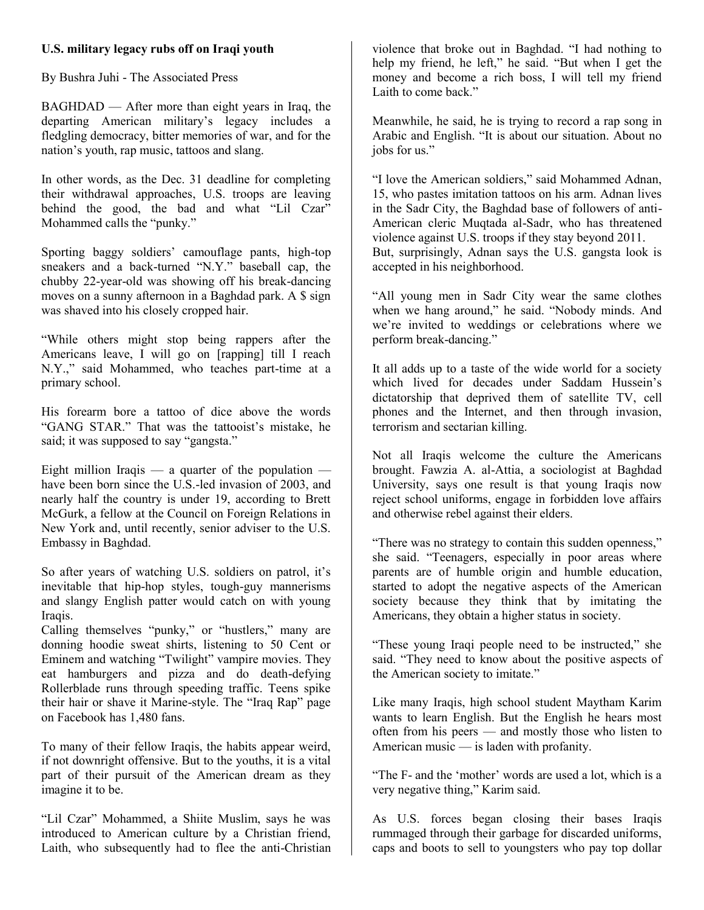**U.S. military legacy rubs off on Iraqi youth**

By Bushra Juhi - The Associated Press

BAGHDAD — After more than eight years in Iraq, the departing American military's legacy includes a fledgling democracy, bitter memories of war, and for the nation's youth, rap music, tattoos and slang.

In other words, as the Dec. 31 deadline for completing their withdrawal approaches, U.S. troops are leaving behind the good, the bad and what "Lil Czar" Mohammed calls the "punky."

Sporting baggy soldiers' camouflage pants, high-top sneakers and a back-turned "N.Y." baseball cap, the chubby 22-year-old was showing off his break-dancing moves on a sunny afternoon in a Baghdad park. A $ sign was shaved into his closely cropped hair.

"While others might stop being rappers after the Americans leave, I will go on [rapping] till I reach N.Y.," said Mohammed, who teaches part-time at a primary school.

His forearm bore a tattoo of dice above the words "GANG STAR." That was the tattooist's mistake, he said; it was supposed to say "gangsta."

Eight million Iraqis — a quarter of the population — have been born since the U.S.-led invasion of 2003, and nearly half the country is under 19, according to Brett McGurk, a fellow at the Council on Foreign Relations in New York and, until recently, senior adviser to the U.S. Embassy in Baghdad.

So after years of watching U.S. soldiers on patrol, it's inevitable that hip-hop styles, tough-guy mannerisms and slangy English patter would catch on with young Iraqis.

Calling themselves "punky," or "hustlers," many are donning hoodie sweat shirts, listening to 50 Cent or Eminem and watching "Twilight" vampire movies. They eat hamburgers and pizza and do death-defying Rollerblade runs through speeding traffic. Teens spike their hair or shave it Marine-style. The "Iraq Rap" page on Facebook has 1,480 fans.

To many of their fellow Iraqis, the habits appear weird, if not downright offensive. But to the youths, it is a vital part of their pursuit of the American dream as they imagine it to be.

"Lil Czar" Mohammed, a Shiite Muslim, says he was introduced to American culture by a Christian friend, Laith, who subsequently had to flee the anti-Christian violence that broke out in Baghdad. "I had nothing to help my friend, he left," he said. "But when I get the money and become a rich boss, I will tell my friend Laith to come back."

Meanwhile, he said, he is trying to record a rap song in Arabic and English. "It is about our situation. About no jobs for us."

"I love the American soldiers," said Mohammed Adnan, 15, who pastes imitation tattoos on his arm. Adnan lives in the Sadr City, the Baghdad base of followers of anti-American cleric Muqtada al-Sadr, who has threatened violence against U.S. troops if they stay beyond 2011.

But, surprisingly, Adnan says the U.S. gangsta look is accepted in his neighborhood.

"All young men in Sadr City wear the same clothes when we hang around," he said. "Nobody minds. And we're invited to weddings or celebrations where we perform break-dancing."

It all adds up to a taste of the wide world for a society which lived for decades under Saddam Hussein's dictatorship that deprived them of satellite TV, cell phones and the Internet, and then through invasion, terrorism and sectarian killing.

Not all Iraqis welcome the culture the Americans brought. Fawzia A. al-Attia, a sociologist at Baghdad University, says one result is that young Iraqis now reject school uniforms, engage in forbidden love affairs and otherwise rebel against their elders.

"There was no strategy to contain this sudden openness," she said. "Teenagers, especially in poor areas where parents are of humble origin and humble education, started to adopt the negative aspects of the American society because they think that by imitating the Americans, they obtain a higher status in society.

"These young Iraqi people need to be instructed," she said. "They need to know about the positive aspects of the American society to imitate."

Like many Iraqis, high school student Maytham Karim wants to learn English. But the English he hears most often from his peers — and mostly those who listen to American music — is laden with profanity.

"The F- and the 'mother' words are used a lot, which is a very negative thing," Karim said.

As U.S. forces began closing their bases Iraqis rummaged through their garbage for discarded uniforms, caps and boots to sell to youngsters who pay top dollar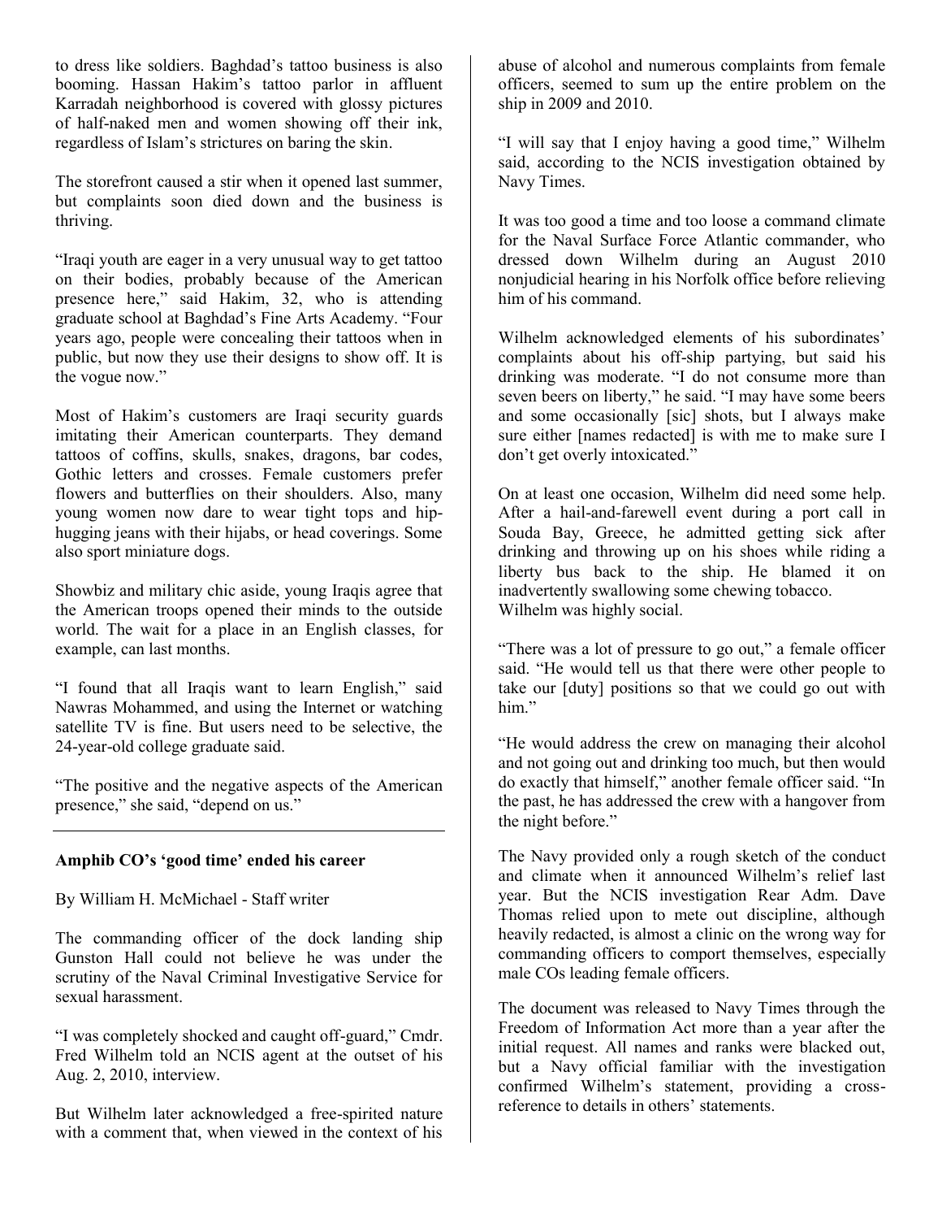to dress like soldiers. Baghdad's tattoo business is also booming. Hassan Hakim's tattoo parlor in affluent Karradah neighborhood is covered with glossy pictures of half-naked men and women showing off their ink, regardless of Islam's strictures on baring the skin.

The storefront caused a stir when it opened last summer, but complaints soon died down and the business is thriving.

"Iraqi youth are eager in a very unusual way to get tattoo on their bodies, probably because of the American presence here," said Hakim, 32, who is attending graduate school at Baghdad's Fine Arts Academy. "Four years ago, people were concealing their tattoos when in public, but now they use their designs to show off. It is the vogue now."

Most of Hakim's customers are Iraqi security guards imitating their American counterparts. They demand tattoos of coffins, skulls, snakes, dragons, bar codes, Gothic letters and crosses. Female customers prefer flowers and butterflies on their shoulders. Also, many young women now dare to wear tight tops and hip-hugging jeans with their hijabs, or head coverings. Some also sport miniature dogs.

Showbiz and military chic aside, young Iraqis agree that the American troops opened their minds to the outside world. The wait for a place in an English classes, for example, can last months.

"I found that all Iraqis want to learn English," said Nawras Mohammed, and using the Internet or watching satellite TV is fine. But users need to be selective, the 24-year-old college graduate said.

"The positive and the negative aspects of the American presence," she said, "depend on us."

---

**Amphib CO's 'good time' ended his career**

By William H. McMichael - Staff writer

The commanding officer of the dock landing ship Gunston Hall could not believe he was under the scrutiny of the Naval Criminal Investigative Service for sexual harassment.

"I was completely shocked and caught off-guard," Cmdr. Fred Wilhelm told an NCIS agent at the outset of his Aug. 2, 2010, interview.

But Wilhelm later acknowledged a free-spirited nature with a comment that, when viewed in the context of his abuse of alcohol and numerous complaints from female officers, seemed to sum up the entire problem on the ship in 2009 and 2010.

"I will say that I enjoy having a good time," Wilhelm said, according to the NCIS investigation obtained by Navy Times.

It was too good a time and too loose a command climate for the Naval Surface Force Atlantic commander, who dressed down Wilhelm during an August 2010 nonjudicial hearing in his Norfolk office before relieving him of his command.

Wilhelm acknowledged elements of his subordinates' complaints about his off-ship partying, but said his drinking was moderate. "I do not consume more than seven beers on liberty," he said. "I may have some beers and some occasionally [sic] shots, but I always make sure either [names redacted] is with me to make sure I don't get overly intoxicated."

On at least one occasion, Wilhelm did need some help. After a hail-and-farewell event during a port call in Souda Bay, Greece, he admitted getting sick after drinking and throwing up on his shoes while riding a liberty bus back to the ship. He blamed it on inadvertently swallowing some chewing tobacco.
Wilhelm was highly social.

"There was a lot of pressure to go out," a female officer said. "He would tell us that there were other people to take our [duty] positions so that we could go out with him."

"He would address the crew on managing their alcohol and not going out and drinking too much, but then would do exactly that himself," another female officer said. "In the past, he has addressed the crew with a hangover from the night before."

The Navy provided only a rough sketch of the conduct and climate when it announced Wilhelm's relief last year. But the NCIS investigation Rear Adm. Dave Thomas relied upon to mete out discipline, although heavily redacted, is almost a clinic on the wrong way for commanding officers to comport themselves, especially male COs leading female officers.

The document was released to Navy Times through the Freedom of Information Act more than a year after the initial request. All names and ranks were blacked out, but a Navy official familiar with the investigation confirmed Wilhelm's statement, providing a cross-reference to details in others' statements.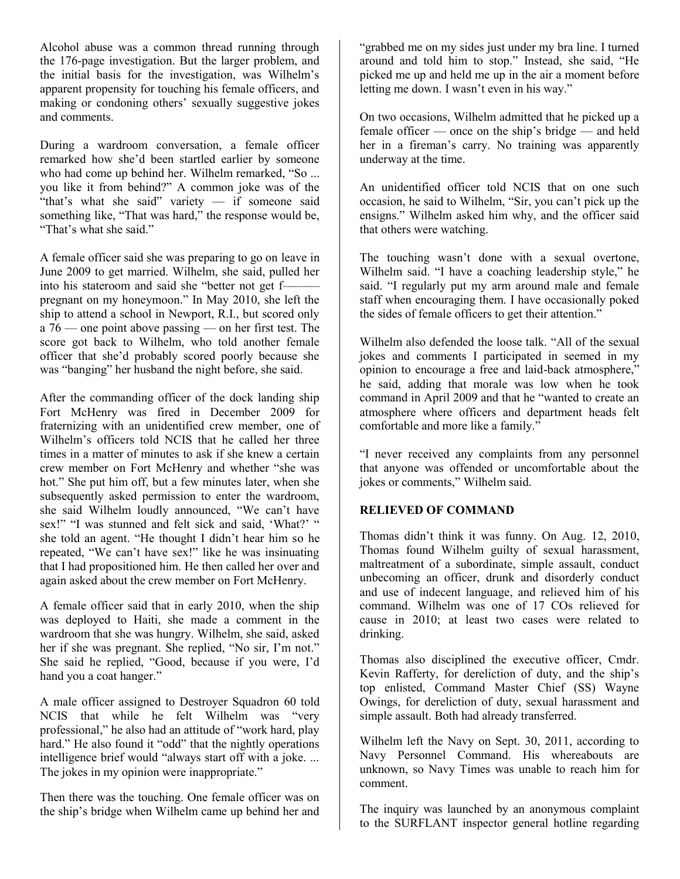Alcohol abuse was a common thread running through the 176-page investigation. But the larger problem, and the initial basis for the investigation, was Wilhelm's apparent propensity for touching his female officers, and making or condoning others' sexually suggestive jokes and comments.

During a wardroom conversation, a female officer remarked how she'd been startled earlier by someone who had come up behind her. Wilhelm remarked, "So ... you like it from behind?" A common joke was of the "that's what she said" variety — if someone said something like, "That was hard," the response would be, "That's what she said."

A female officer said she was preparing to go on leave in June 2009 to get married. Wilhelm, she said, pulled her into his stateroom and said she "better not get f——— pregnant on my honeymoon." In May 2010, she left the ship to attend a school in Newport, R.I., but scored only a 76 — one point above passing — on her first test. The score got back to Wilhelm, who told another female officer that she'd probably scored poorly because she was "banging" her husband the night before, she said.

After the commanding officer of the dock landing ship Fort McHenry was fired in December 2009 for fraternizing with an unidentified crew member, one of Wilhelm's officers told NCIS that he called her three times in a matter of minutes to ask if she knew a certain crew member on Fort McHenry and whether "she was hot." She put him off, but a few minutes later, when she subsequently asked permission to enter the wardroom, she said Wilhelm loudly announced, "We can't have sex!" "I was stunned and felt sick and said, 'What?' " she told an agent. "He thought I didn't hear him so he repeated, "We can't have sex!" like he was insinuating that I had propositioned him. He then called her over and again asked about the crew member on Fort McHenry.

A female officer said that in early 2010, when the ship was deployed to Haiti, she made a comment in the wardroom that she was hungry. Wilhelm, she said, asked her if she was pregnant. She replied, "No sir, I'm not." She said he replied, "Good, because if you were, I'd hand you a coat hanger."

A male officer assigned to Destroyer Squadron 60 told NCIS that while he felt Wilhelm was "very professional," he also had an attitude of "work hard, play hard." He also found it "odd" that the nightly operations intelligence brief would "always start off with a joke. ... The jokes in my opinion were inappropriate."

Then there was the touching. One female officer was on the ship's bridge when Wilhelm came up behind her and "grabbed me on my sides just under my bra line. I turned around and told him to stop." Instead, she said, "He picked me up and held me up in the air a moment before letting me down. I wasn't even in his way."

On two occasions, Wilhelm admitted that he picked up a female officer — once on the ship's bridge — and held her in a fireman's carry. No training was apparently underway at the time.

An unidentified officer told NCIS that on one such occasion, he said to Wilhelm, "Sir, you can't pick up the ensigns." Wilhelm asked him why, and the officer said that others were watching.

The touching wasn't done with a sexual overtone, Wilhelm said. "I have a coaching leadership style," he said. "I regularly put my arm around male and female staff when encouraging them. I have occasionally poked the sides of female officers to get their attention."

Wilhelm also defended the loose talk. "All of the sexual jokes and comments I participated in seemed in my opinion to encourage a free and laid-back atmosphere," he said, adding that morale was low when he took command in April 2009 and that he "wanted to create an atmosphere where officers and department heads felt comfortable and more like a family."

"I never received any complaints from any personnel that anyone was offended or uncomfortable about the jokes or comments," Wilhelm said.

**RELIEVED OF COMMAND**

Thomas didn't think it was funny. On Aug. 12, 2010, Thomas found Wilhelm guilty of sexual harassment, maltreatment of a subordinate, simple assault, conduct unbecoming an officer, drunk and disorderly conduct and use of indecent language, and relieved him of his command. Wilhelm was one of 17 COs relieved for cause in 2010; at least two cases were related to drinking.

Thomas also disciplined the executive officer, Cmdr. Kevin Rafferty, for dereliction of duty, and the ship's top enlisted, Command Master Chief (SS) Wayne Owings, for dereliction of duty, sexual harassment and simple assault. Both had already transferred.

Wilhelm left the Navy on Sept. 30, 2011, according to Navy Personnel Command. His whereabouts are unknown, so Navy Times was unable to reach him for comment.

The inquiry was launched by an anonymous complaint to the SURFLANT inspector general hotline regarding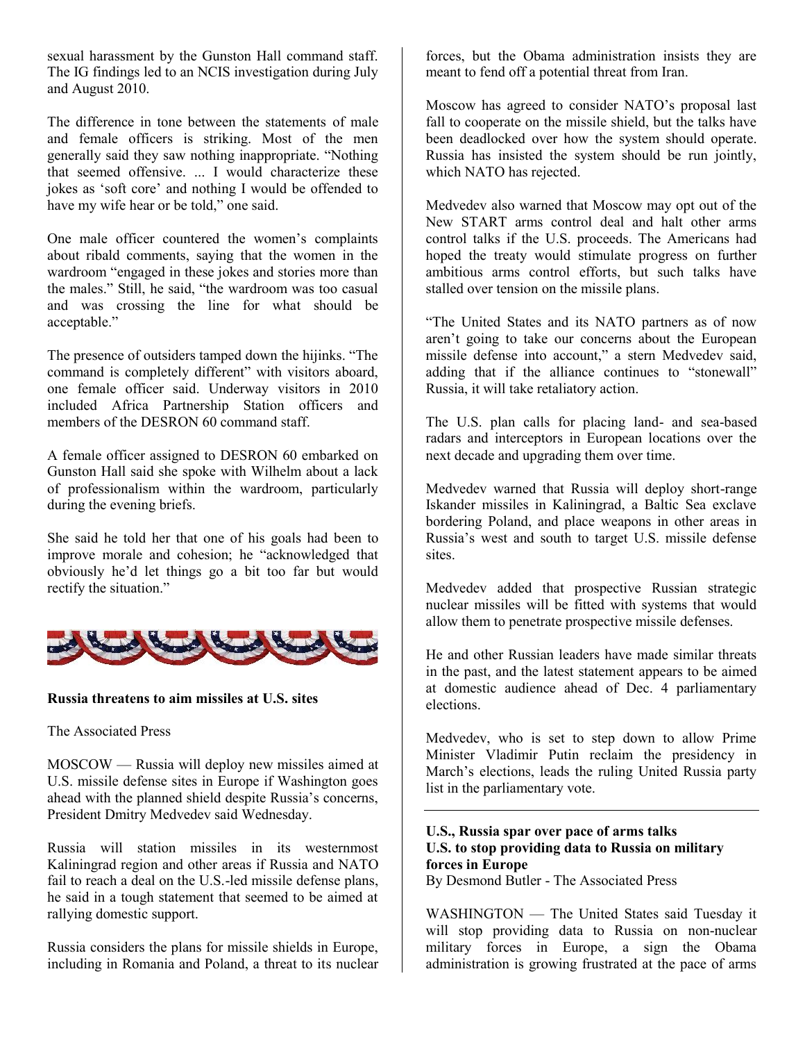sexual harassment by the Gunston Hall command staff. The IG findings led to an NCIS investigation during July and August 2010.

The difference in tone between the statements of male and female officers is striking. Most of the men generally said they saw nothing inappropriate. “Nothing that seemed offensive. ... I would characterize these jokes as ‘soft core’ and nothing I would be offended to have my wife hear or be told,” one said.

One male officer countered the women’s complaints about ribald comments, saying that the women in the wardroom “engaged in these jokes and stories more than the males.” Still, he said, “the wardroom was too casual and was crossing the line for what should be acceptable.”

The presence of outsiders tamped down the hijinks. “The command is completely different” with visitors aboard, one female officer said. Underway visitors in 2010 included Africa Partnership Station officers and members of the DESRON 60 command staff.

A female officer assigned to DESRON 60 embarked on Gunston Hall said she spoke with Wilhelm about a lack of professionalism within the wardroom, particularly during the evening briefs.

She said he told her that one of his goals had been to improve morale and cohesion; he “acknowledged that obviously he’d let things go a bit too far but would rectify the situation.”

**Russia threatens to aim missiles at U.S. sites**

The Associated Press

MOSCOW — Russia will deploy new missiles aimed at U.S. missile defense sites in Europe if Washington goes ahead with the planned shield despite Russia’s concerns, President Dmitry Medvedev said Wednesday.

Russia will station missiles in its westernmost Kaliningrad region and other areas if Russia and NATO fail to reach a deal on the U.S.-led missile defense plans, he said in a tough statement that seemed to be aimed at rallying domestic support.

Russia considers the plans for missile shields in Europe, including in Romania and Poland, a threat to its nuclear forces, but the Obama administration insists they are meant to fend off a potential threat from Iran.

Moscow has agreed to consider NATO’s proposal last fall to cooperate on the missile shield, but the talks have been deadlocked over how the system should operate. Russia has insisted the system should be run jointly, which NATO has rejected.

Medvedev also warned that Moscow may opt out of the New START arms control deal and halt other arms control talks if the U.S. proceeds. The Americans had hoped the treaty would stimulate progress on further ambitious arms control efforts, but such talks have stalled over tension on the missile plans.

“The United States and its NATO partners as of now aren’t going to take our concerns about the European missile defense into account,” a stern Medvedev said, adding that if the alliance continues to “stonewall” Russia, it will take retaliatory action.

The U.S. plan calls for placing land- and sea-based radars and interceptors in European locations over the next decade and upgrading them over time.

Medvedev warned that Russia will deploy short-range Iskander missiles in Kaliningrad, a Baltic Sea exclave bordering Poland, and place weapons in other areas in Russia’s west and south to target U.S. missile defense sites.

Medvedev added that prospective Russian strategic nuclear missiles will be fitted with systems that would allow them to penetrate prospective missile defenses.

He and other Russian leaders have made similar threats in the past, and the latest statement appears to be aimed at domestic audience ahead of Dec. 4 parliamentary elections.

Medvedev, who is set to step down to allow Prime Minister Vladimir Putin reclaim the presidency in March’s elections, leads the ruling United Russia party list in the parliamentary vote.

---

**U.S., Russia spar over pace of arms talks**
**U.S. to stop providing data to Russia on military forces in Europe**

By Desmond Butler - The Associated Press

WASHINGTON — The United States said Tuesday it will stop providing data to Russia on non-nuclear military forces in Europe, a sign the Obama administration is growing frustrated at the pace of arms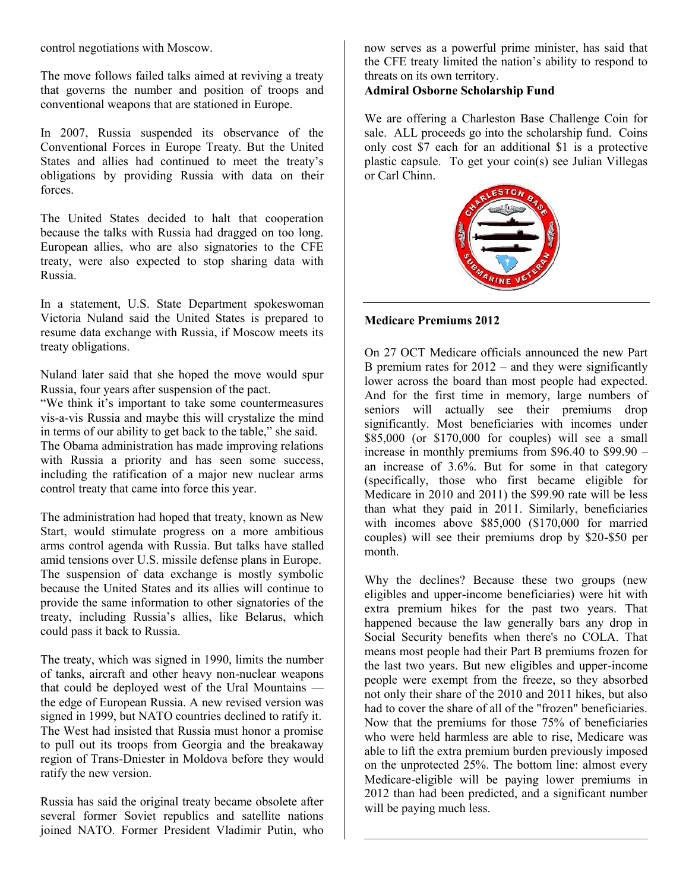control negotiations with Moscow.

The move follows failed talks aimed at reviving a treaty that governs the number and position of troops and conventional weapons that are stationed in Europe.

In 2007, Russia suspended its observance of the Conventional Forces in Europe Treaty. But the United States and allies had continued to meet the treaty's obligations by providing Russia with data on their forces.

The United States decided to halt that cooperation because the talks with Russia had dragged on too long. European allies, who are also signatories to the CFE treaty, were also expected to stop sharing data with Russia.

In a statement, U.S. State Department spokeswoman Victoria Nuland said the United States is prepared to resume data exchange with Russia, if Moscow meets its treaty obligations.

Nuland later said that she hoped the move would spur Russia, four years after suspension of the pact.
"We think it's important to take some countermeasures vis-a-vis Russia and maybe this will crystalize the mind in terms of our ability to get back to the table," she said.
The Obama administration has made improving relations with Russia a priority and has seen some success, including the ratification of a major new nuclear arms control treaty that came into force this year.

The administration had hoped that treaty, known as New Start, would stimulate progress on a more ambitious arms control agenda with Russia. But talks have stalled amid tensions over U.S. missile defense plans in Europe.
The suspension of data exchange is mostly symbolic because the United States and its allies will continue to provide the same information to other signatories of the treaty, including Russia's allies, like Belarus, which could pass it back to Russia.

The treaty, which was signed in 1990, limits the number of tanks, aircraft and other heavy non-nuclear weapons that could be deployed west of the Ural Mountains — the edge of European Russia. A new revised version was signed in 1999, but NATO countries declined to ratify it. The West had insisted that Russia must honor a promise to pull out its troops from Georgia and the breakaway region of Trans-Dniester in Moldova before they would ratify the new version.

Russia has said the original treaty became obsolete after several former Soviet republics and satellite nations joined NATO. Former President Vladimir Putin, who now serves as a powerful prime minister, has said that the CFE treaty limited the nation's ability to respond to threats on its own territory.

**Admiral Osborne Scholarship Fund**

We are offering a Charleston Base Challenge Coin for sale. ALL proceeds go into the scholarship fund. Coins only cost $7 each for an additional $1 is a protective plastic capsule. To get your coin(s) see Julian Villegas or Carl Chinn.

---

**Medicare Premiums 2012**

On 27 OCT Medicare officials announced the new Part B premium rates for 2012 – and they were significantly lower across the board than most people had expected. And for the first time in memory, large numbers of seniors will actually see their premiums drop significantly. Most beneficiaries with incomes under $85,000 (or $170,000 for couples) will see a small increase in monthly premiums from $96.40 to $99.90 – an increase of 3.6%. But for some in that category (specifically, those who first became eligible for Medicare in 2010 and 2011) the $99.90 rate will be less than what they paid in 2011. Similarly, beneficiaries with incomes above $85,000 ($170,000 for married couples) will see their premiums drop by $20-$50 per month.

Why the declines? Because these two groups (new eligibles and upper-income beneficiaries) were hit with extra premium hikes for the past two years. That happened because the law generally bars any drop in Social Security benefits when there's no COLA. That means most people had their Part B premiums frozen for the last two years. But new eligibles and upper-income people were exempt from the freeze, so they absorbed not only their share of the 2010 and 2011 hikes, but also had to cover the share of all of the "frozen" beneficiaries. Now that the premiums for those 75% of beneficiaries who were held harmless are able to rise, Medicare was able to lift the extra premium burden previously imposed on the unprotected 25%. The bottom line: almost every Medicare-eligible will be paying lower premiums in 2012 than had been predicted, and a significant number will be paying much less.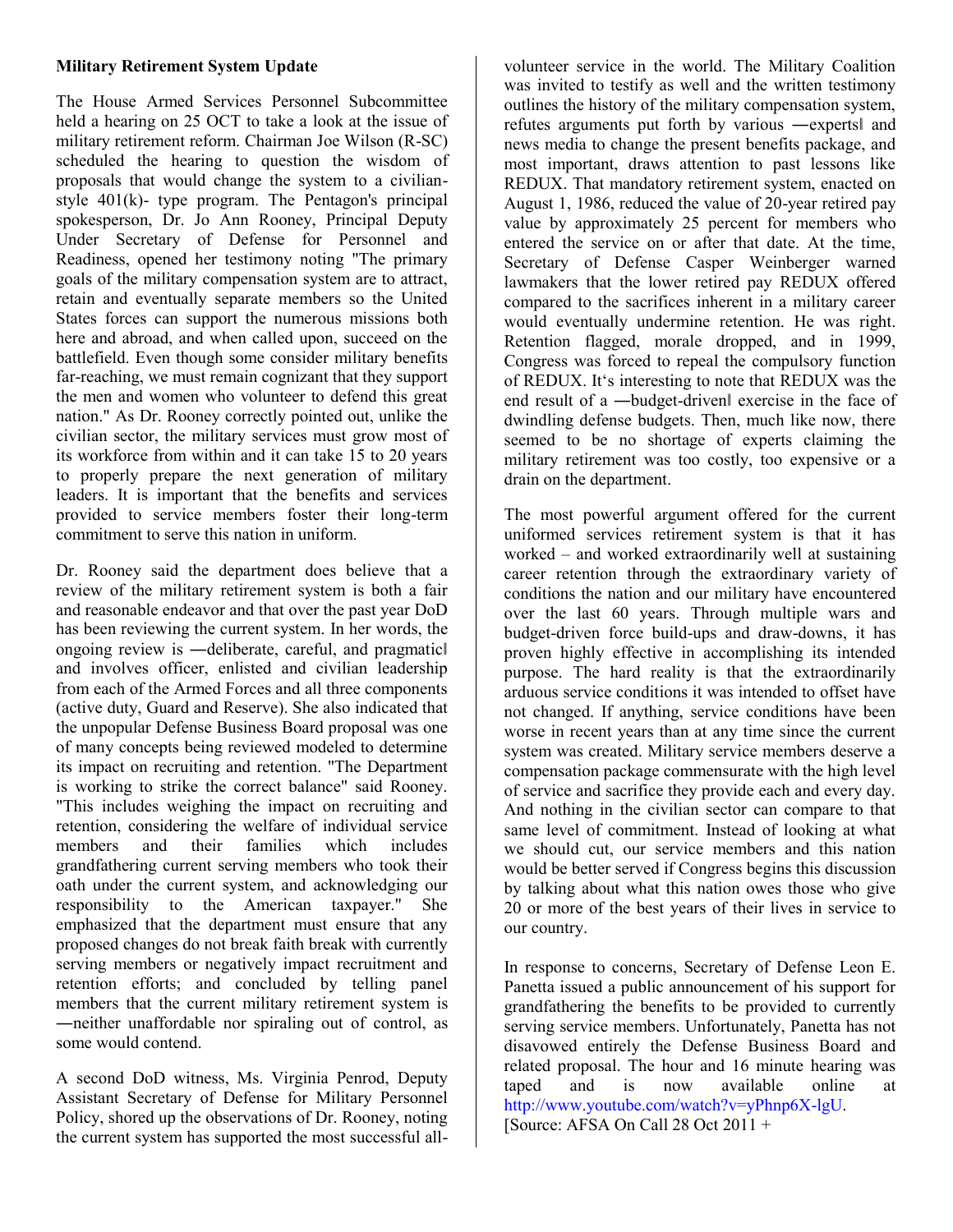**Military Retirement System Update**

The House Armed Services Personnel Subcommittee held a hearing on 25 OCT to take a look at the issue of military retirement reform. Chairman Joe Wilson (R-SC) scheduled the hearing to question the wisdom of proposals that would change the system to a civilian-style 401(k)- type program. The Pentagon's principal spokesperson, Dr. Jo Ann Rooney, Principal Deputy Under Secretary of Defense for Personnel and Readiness, opened her testimony noting "The primary goals of the military compensation system are to attract, retain and eventually separate members so the United States forces can support the numerous missions both here and abroad, and when called upon, succeed on the battlefield. Even though some consider military benefits far-reaching, we must remain cognizant that they support the men and women who volunteer to defend this great nation." As Dr. Rooney correctly pointed out, unlike the civilian sector, the military services must grow most of its workforce from within and it can take 15 to 20 years to properly prepare the next generation of military leaders. It is important that the benefits and services provided to service members foster their long-term commitment to serve this nation in uniform.

Dr. Rooney said the department does believe that a review of the military retirement system is both a fair and reasonable endeavor and that over the past year DoD has been reviewing the current system. In her words, the ongoing review is ―deliberate, careful, and pragmatic‖ and involves officer, enlisted and civilian leadership from each of the Armed Forces and all three components (active duty, Guard and Reserve). She also indicated that the unpopular Defense Business Board proposal was one of many concepts being reviewed modeled to determine its impact on recruiting and retention. "The Department is working to strike the correct balance" said Rooney. "This includes weighing the impact on recruiting and retention, considering the welfare of individual service members and their families which includes grandfathering current serving members who took their oath under the current system, and acknowledging our responsibility to the American taxpayer." She emphasized that the department must ensure that any proposed changes do not break faith break with currently serving members or negatively impact recruitment and retention efforts; and concluded by telling panel members that the current military retirement system is ―neither unaffordable nor spiraling out of control, as some would contend.

A second DoD witness, Ms. Virginia Penrod, Deputy Assistant Secretary of Defense for Military Personnel Policy, shored up the observations of Dr. Rooney, noting the current system has supported the most successful all-volunteer service in the world. The Military Coalition was invited to testify as well and the written testimony outlines the history of the military compensation system, refutes arguments put forth by various ―experts‖ and news media to change the present benefits package, and most important, draws attention to past lessons like REDUX. That mandatory retirement system, enacted on August 1, 1986, reduced the value of 20-year retired pay value by approximately 25 percent for members who entered the service on or after that date. At the time, Secretary of Defense Casper Weinberger warned lawmakers that the lower retired pay REDUX offered compared to the sacrifices inherent in a military career would eventually undermine retention. He was right. Retention flagged, morale dropped, and in 1999, Congress was forced to repeal the compulsory function of REDUX. It‗s interesting to note that REDUX was the end result of a ―budget-driven‖ exercise in the face of dwindling defense budgets. Then, much like now, there seemed to be no shortage of experts claiming the military retirement was too costly, too expensive or a drain on the department.

The most powerful argument offered for the current uniformed services retirement system is that it has worked – and worked extraordinarily well at sustaining career retention through the extraordinary variety of conditions the nation and our military have encountered over the last 60 years. Through multiple wars and budget-driven force build-ups and draw-downs, it has proven highly effective in accomplishing its intended purpose. The hard reality is that the extraordinarily arduous service conditions it was intended to offset have not changed. If anything, service conditions have been worse in recent years than at any time since the current system was created. Military service members deserve a compensation package commensurate with the high level of service and sacrifice they provide each and every day. And nothing in the civilian sector can compare to that same level of commitment. Instead of looking at what we should cut, our service members and this nation would be better served if Congress begins this discussion by talking about what this nation owes those who give 20 or more of the best years of their lives in service to our country.

In response to concerns, Secretary of Defense Leon E. Panetta issued a public announcement of his support for grandfathering the benefits to be provided to currently serving service members. Unfortunately, Panetta has not disavowed entirely the Defense Business Board and related proposal. The hour and 16 minute hearing was taped and is now available online at http://www.youtube.com/watch?v=yPhnp6X-lgU.
[Source: AFSA On Call 28 Oct 2011 +